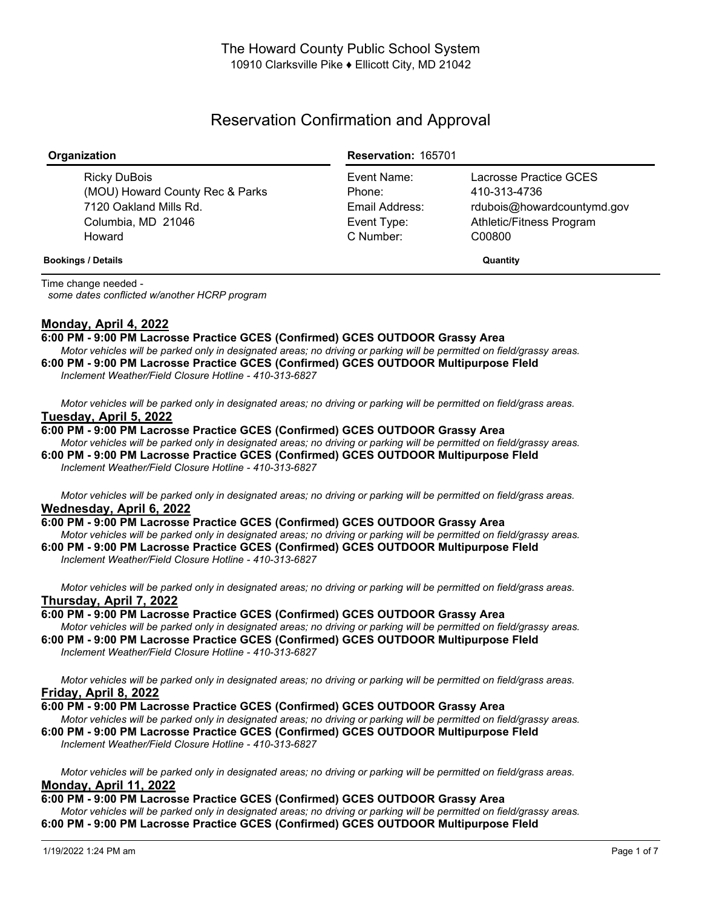The Howard County Public School System
10910 Clarksville Pike ♦ Ellicott City, MD 21042

# Reservation Confirmation and Approval

| **Organization** | **Reservation:** 165701 | |
|---|---|---|
| Ricky DuBois | Event Name: | Lacrosse Practice GCES |
| (MOU) Howard County Rec & Parks | Phone: | 410-313-4736 |
| 7120 Oakland Mills Rd. | Email Address: | rdubois@howardcountymd.gov |
| Columbia, MD 21046 | Event Type: | Athletic/Fitness Program |
| Howard | C Number: | C00800 |

**Bookings / Details** **Quantity**

Time change needed -
*some dates conflicted w/another HCRP program*

**Monday, April 4, 2022**

**6:00 PM - 9:00 PM Lacrosse Practice GCES (Confirmed) GCES OUTDOOR Grassy Area**
*Motor vehicles will be parked only in designated areas; no driving or parking will be permitted on field/grassy areas.*
**6:00 PM - 9:00 PM Lacrosse Practice GCES (Confirmed) GCES OUTDOOR Multipurpose FIeld**
*Inclement Weather/Field Closure Hotline - 410-313-6827*

*Motor vehicles will be parked only in designated areas; no driving or parking will be permitted on field/grass areas.*

**Tuesday, April 5, 2022**

**6:00 PM - 9:00 PM Lacrosse Practice GCES (Confirmed) GCES OUTDOOR Grassy Area**
*Motor vehicles will be parked only in designated areas; no driving or parking will be permitted on field/grassy areas.*
**6:00 PM - 9:00 PM Lacrosse Practice GCES (Confirmed) GCES OUTDOOR Multipurpose FIeld**
*Inclement Weather/Field Closure Hotline - 410-313-6827*

*Motor vehicles will be parked only in designated areas; no driving or parking will be permitted on field/grass areas.*

**Wednesday, April 6, 2022**

**6:00 PM - 9:00 PM Lacrosse Practice GCES (Confirmed) GCES OUTDOOR Grassy Area**
*Motor vehicles will be parked only in designated areas; no driving or parking will be permitted on field/grassy areas.*
**6:00 PM - 9:00 PM Lacrosse Practice GCES (Confirmed) GCES OUTDOOR Multipurpose FIeld**
*Inclement Weather/Field Closure Hotline - 410-313-6827*

*Motor vehicles will be parked only in designated areas; no driving or parking will be permitted on field/grass areas.*

**Thursday, April 7, 2022**

**6:00 PM - 9:00 PM Lacrosse Practice GCES (Confirmed) GCES OUTDOOR Grassy Area**
*Motor vehicles will be parked only in designated areas; no driving or parking will be permitted on field/grassy areas.*
**6:00 PM - 9:00 PM Lacrosse Practice GCES (Confirmed) GCES OUTDOOR Multipurpose FIeld**
*Inclement Weather/Field Closure Hotline - 410-313-6827*

*Motor vehicles will be parked only in designated areas; no driving or parking will be permitted on field/grass areas.*

**Friday, April 8, 2022**

**6:00 PM - 9:00 PM Lacrosse Practice GCES (Confirmed) GCES OUTDOOR Grassy Area**
*Motor vehicles will be parked only in designated areas; no driving or parking will be permitted on field/grassy areas.*
**6:00 PM - 9:00 PM Lacrosse Practice GCES (Confirmed) GCES OUTDOOR Multipurpose FIeld**
*Inclement Weather/Field Closure Hotline - 410-313-6827*

*Motor vehicles will be parked only in designated areas; no driving or parking will be permitted on field/grass areas.*

**Monday, April 11, 2022**

**6:00 PM - 9:00 PM Lacrosse Practice GCES (Confirmed) GCES OUTDOOR Grassy Area**
*Motor vehicles will be parked only in designated areas; no driving or parking will be permitted on field/grassy areas.*
**6:00 PM - 9:00 PM Lacrosse Practice GCES (Confirmed) GCES OUTDOOR Multipurpose FIeld**

1/19/2022 1:24 PM am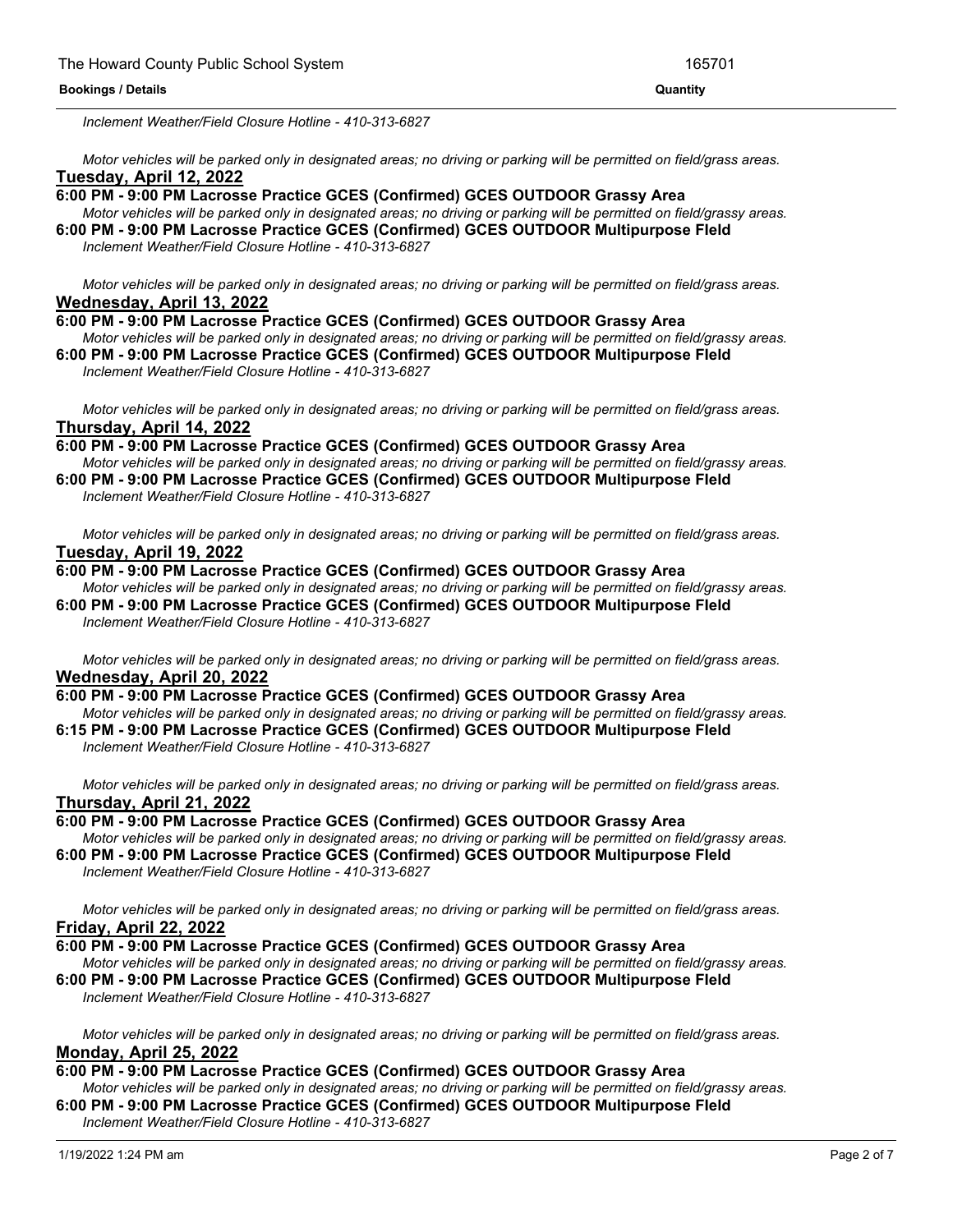*Inclement Weather/Field Closure Hotline - 410-313-6827*

*Motor vehicles will be parked only in designated areas; no driving or parking will be permitted on field/grass areas.*

**Tuesday, April 12, 2022**

**6:00 PM - 9:00 PM Lacrosse Practice GCES (Confirmed) GCES OUTDOOR Grassy Area**

*Motor vehicles will be parked only in designated areas; no driving or parking will be permitted on field/grassy areas.*

**6:00 PM - 9:00 PM Lacrosse Practice GCES (Confirmed) GCES OUTDOOR Multipurpose FIeld**

*Inclement Weather/Field Closure Hotline - 410-313-6827*

*Motor vehicles will be parked only in designated areas; no driving or parking will be permitted on field/grass areas.*

**Wednesday, April 13, 2022**

**6:00 PM - 9:00 PM Lacrosse Practice GCES (Confirmed) GCES OUTDOOR Grassy Area**

*Motor vehicles will be parked only in designated areas; no driving or parking will be permitted on field/grassy areas.*

**6:00 PM - 9:00 PM Lacrosse Practice GCES (Confirmed) GCES OUTDOOR Multipurpose FIeld**

*Inclement Weather/Field Closure Hotline - 410-313-6827*

*Motor vehicles will be parked only in designated areas; no driving or parking will be permitted on field/grass areas.*

**Thursday, April 14, 2022**

**6:00 PM - 9:00 PM Lacrosse Practice GCES (Confirmed) GCES OUTDOOR Grassy Area**

*Motor vehicles will be parked only in designated areas; no driving or parking will be permitted on field/grassy areas.*

**6:00 PM - 9:00 PM Lacrosse Practice GCES (Confirmed) GCES OUTDOOR Multipurpose FIeld**

*Inclement Weather/Field Closure Hotline - 410-313-6827*

*Motor vehicles will be parked only in designated areas; no driving or parking will be permitted on field/grass areas.*

**Tuesday, April 19, 2022**

**6:00 PM - 9:00 PM Lacrosse Practice GCES (Confirmed) GCES OUTDOOR Grassy Area**

*Motor vehicles will be parked only in designated areas; no driving or parking will be permitted on field/grassy areas.*

**6:00 PM - 9:00 PM Lacrosse Practice GCES (Confirmed) GCES OUTDOOR Multipurpose FIeld**

*Inclement Weather/Field Closure Hotline - 410-313-6827*

*Motor vehicles will be parked only in designated areas; no driving or parking will be permitted on field/grass areas.*

**Wednesday, April 20, 2022**

**6:00 PM - 9:00 PM Lacrosse Practice GCES (Confirmed) GCES OUTDOOR Grassy Area**

*Motor vehicles will be parked only in designated areas; no driving or parking will be permitted on field/grassy areas.*

**6:15 PM - 9:00 PM Lacrosse Practice GCES (Confirmed) GCES OUTDOOR Multipurpose FIeld**

*Inclement Weather/Field Closure Hotline - 410-313-6827*

*Motor vehicles will be parked only in designated areas; no driving or parking will be permitted on field/grass areas.*

**Thursday, April 21, 2022**

**6:00 PM - 9:00 PM Lacrosse Practice GCES (Confirmed) GCES OUTDOOR Grassy Area**

*Motor vehicles will be parked only in designated areas; no driving or parking will be permitted on field/grassy areas.*

**6:00 PM - 9:00 PM Lacrosse Practice GCES (Confirmed) GCES OUTDOOR Multipurpose FIeld**

*Inclement Weather/Field Closure Hotline - 410-313-6827*

*Motor vehicles will be parked only in designated areas; no driving or parking will be permitted on field/grass areas.*

**Friday, April 22, 2022**

**6:00 PM - 9:00 PM Lacrosse Practice GCES (Confirmed) GCES OUTDOOR Grassy Area**

*Motor vehicles will be parked only in designated areas; no driving or parking will be permitted on field/grassy areas.*

**6:00 PM - 9:00 PM Lacrosse Practice GCES (Confirmed) GCES OUTDOOR Multipurpose FIeld**

*Inclement Weather/Field Closure Hotline - 410-313-6827*

*Motor vehicles will be parked only in designated areas; no driving or parking will be permitted on field/grass areas.*

**Monday, April 25, 2022**

**6:00 PM - 9:00 PM Lacrosse Practice GCES (Confirmed) GCES OUTDOOR Grassy Area**

*Motor vehicles will be parked only in designated areas; no driving or parking will be permitted on field/grassy areas.*

**6:00 PM - 9:00 PM Lacrosse Practice GCES (Confirmed) GCES OUTDOOR Multipurpose FIeld**

*Inclement Weather/Field Closure Hotline - 410-313-6827*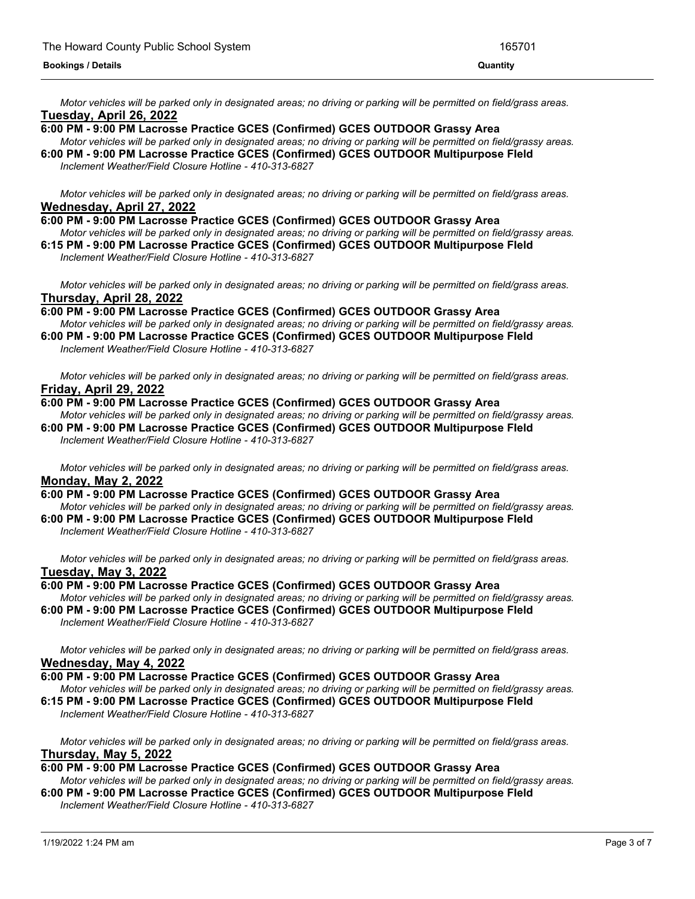*Motor vehicles will be parked only in designated areas; no driving or parking will be permitted on field/grass areas.*

**Tuesday, April 26, 2022**

**6:00 PM - 9:00 PM Lacrosse Practice GCES (Confirmed) GCES OUTDOOR Grassy Area**

*Motor vehicles will be parked only in designated areas; no driving or parking will be permitted on field/grassy areas.*

**6:00 PM - 9:00 PM Lacrosse Practice GCES (Confirmed) GCES OUTDOOR Multipurpose FIeld**

*Inclement Weather/Field Closure Hotline - 410-313-6827*

*Motor vehicles will be parked only in designated areas; no driving or parking will be permitted on field/grass areas.*

**Wednesday, April 27, 2022**

**6:00 PM - 9:00 PM Lacrosse Practice GCES (Confirmed) GCES OUTDOOR Grassy Area**

*Motor vehicles will be parked only in designated areas; no driving or parking will be permitted on field/grassy areas.*

**6:15 PM - 9:00 PM Lacrosse Practice GCES (Confirmed) GCES OUTDOOR Multipurpose FIeld**

*Inclement Weather/Field Closure Hotline - 410-313-6827*

*Motor vehicles will be parked only in designated areas; no driving or parking will be permitted on field/grass areas.*

**Thursday, April 28, 2022**

**6:00 PM - 9:00 PM Lacrosse Practice GCES (Confirmed) GCES OUTDOOR Grassy Area**

*Motor vehicles will be parked only in designated areas; no driving or parking will be permitted on field/grassy areas.*

**6:00 PM - 9:00 PM Lacrosse Practice GCES (Confirmed) GCES OUTDOOR Multipurpose FIeld**

*Inclement Weather/Field Closure Hotline - 410-313-6827*

*Motor vehicles will be parked only in designated areas; no driving or parking will be permitted on field/grass areas.*

**Friday, April 29, 2022**

**6:00 PM - 9:00 PM Lacrosse Practice GCES (Confirmed) GCES OUTDOOR Grassy Area**

*Motor vehicles will be parked only in designated areas; no driving or parking will be permitted on field/grassy areas.*

**6:00 PM - 9:00 PM Lacrosse Practice GCES (Confirmed) GCES OUTDOOR Multipurpose FIeld**

*Inclement Weather/Field Closure Hotline - 410-313-6827*

*Motor vehicles will be parked only in designated areas; no driving or parking will be permitted on field/grass areas.*

**Monday, May 2, 2022**

**6:00 PM - 9:00 PM Lacrosse Practice GCES (Confirmed) GCES OUTDOOR Grassy Area**

*Motor vehicles will be parked only in designated areas; no driving or parking will be permitted on field/grassy areas.*

**6:00 PM - 9:00 PM Lacrosse Practice GCES (Confirmed) GCES OUTDOOR Multipurpose FIeld**

*Inclement Weather/Field Closure Hotline - 410-313-6827*

*Motor vehicles will be parked only in designated areas; no driving or parking will be permitted on field/grass areas.*

**Tuesday, May 3, 2022**

**6:00 PM - 9:00 PM Lacrosse Practice GCES (Confirmed) GCES OUTDOOR Grassy Area**

*Motor vehicles will be parked only in designated areas; no driving or parking will be permitted on field/grassy areas.*

**6:00 PM - 9:00 PM Lacrosse Practice GCES (Confirmed) GCES OUTDOOR Multipurpose FIeld**

*Inclement Weather/Field Closure Hotline - 410-313-6827*

*Motor vehicles will be parked only in designated areas; no driving or parking will be permitted on field/grass areas.*

**Wednesday, May 4, 2022**

**6:00 PM - 9:00 PM Lacrosse Practice GCES (Confirmed) GCES OUTDOOR Grassy Area**

*Motor vehicles will be parked only in designated areas; no driving or parking will be permitted on field/grassy areas.*

**6:15 PM - 9:00 PM Lacrosse Practice GCES (Confirmed) GCES OUTDOOR Multipurpose FIeld**

*Inclement Weather/Field Closure Hotline - 410-313-6827*

*Motor vehicles will be parked only in designated areas; no driving or parking will be permitted on field/grass areas.*

**Thursday, May 5, 2022**

**6:00 PM - 9:00 PM Lacrosse Practice GCES (Confirmed) GCES OUTDOOR Grassy Area**

*Motor vehicles will be parked only in designated areas; no driving or parking will be permitted on field/grassy areas.*

**6:00 PM - 9:00 PM Lacrosse Practice GCES (Confirmed) GCES OUTDOOR Multipurpose FIeld**

*Inclement Weather/Field Closure Hotline - 410-313-6827*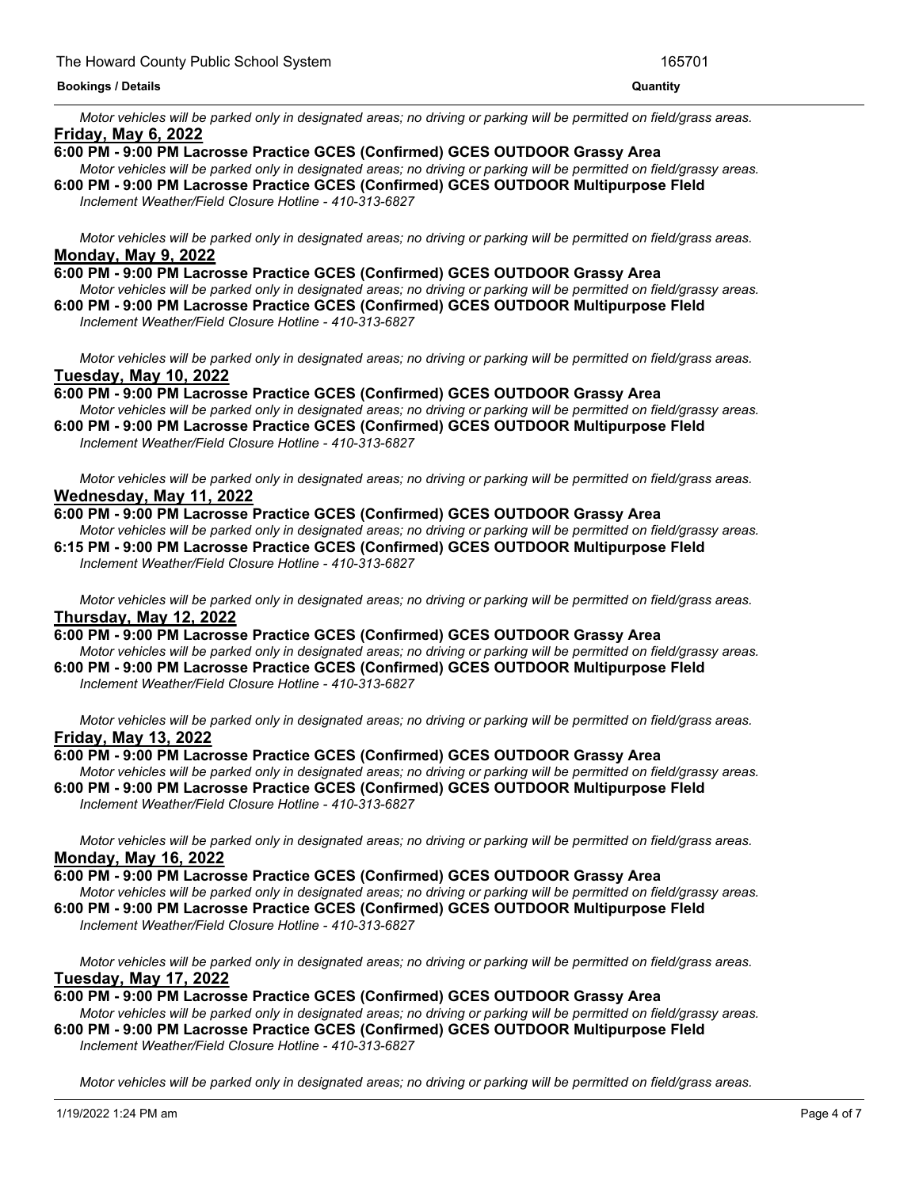*Motor vehicles will be parked only in designated areas; no driving or parking will be permitted on field/grass areas.*

**Friday, May 6, 2022**

**6:00 PM - 9:00 PM Lacrosse Practice GCES (Confirmed) GCES OUTDOOR Grassy Area**
*Motor vehicles will be parked only in designated areas; no driving or parking will be permitted on field/grassy areas.*
**6:00 PM - 9:00 PM Lacrosse Practice GCES (Confirmed) GCES OUTDOOR Multipurpose FIeld**
*Inclement Weather/Field Closure Hotline - 410-313-6827*

*Motor vehicles will be parked only in designated areas; no driving or parking will be permitted on field/grass areas.*

**Monday, May 9, 2022**

**6:00 PM - 9:00 PM Lacrosse Practice GCES (Confirmed) GCES OUTDOOR Grassy Area**
*Motor vehicles will be parked only in designated areas; no driving or parking will be permitted on field/grassy areas.*
**6:00 PM - 9:00 PM Lacrosse Practice GCES (Confirmed) GCES OUTDOOR Multipurpose FIeld**
*Inclement Weather/Field Closure Hotline - 410-313-6827*

*Motor vehicles will be parked only in designated areas; no driving or parking will be permitted on field/grass areas.*

**Tuesday, May 10, 2022**

**6:00 PM - 9:00 PM Lacrosse Practice GCES (Confirmed) GCES OUTDOOR Grassy Area**
*Motor vehicles will be parked only in designated areas; no driving or parking will be permitted on field/grassy areas.*
**6:00 PM - 9:00 PM Lacrosse Practice GCES (Confirmed) GCES OUTDOOR Multipurpose FIeld**
*Inclement Weather/Field Closure Hotline - 410-313-6827*

*Motor vehicles will be parked only in designated areas; no driving or parking will be permitted on field/grass areas.*

**Wednesday, May 11, 2022**

**6:00 PM - 9:00 PM Lacrosse Practice GCES (Confirmed) GCES OUTDOOR Grassy Area**
*Motor vehicles will be parked only in designated areas; no driving or parking will be permitted on field/grassy areas.*
**6:15 PM - 9:00 PM Lacrosse Practice GCES (Confirmed) GCES OUTDOOR Multipurpose FIeld**
*Inclement Weather/Field Closure Hotline - 410-313-6827*

*Motor vehicles will be parked only in designated areas; no driving or parking will be permitted on field/grass areas.*

**Thursday, May 12, 2022**

**6:00 PM - 9:00 PM Lacrosse Practice GCES (Confirmed) GCES OUTDOOR Grassy Area**
*Motor vehicles will be parked only in designated areas; no driving or parking will be permitted on field/grassy areas.*
**6:00 PM - 9:00 PM Lacrosse Practice GCES (Confirmed) GCES OUTDOOR Multipurpose FIeld**
*Inclement Weather/Field Closure Hotline - 410-313-6827*

*Motor vehicles will be parked only in designated areas; no driving or parking will be permitted on field/grass areas.*

**Friday, May 13, 2022**

**6:00 PM - 9:00 PM Lacrosse Practice GCES (Confirmed) GCES OUTDOOR Grassy Area**
*Motor vehicles will be parked only in designated areas; no driving or parking will be permitted on field/grassy areas.*
**6:00 PM - 9:00 PM Lacrosse Practice GCES (Confirmed) GCES OUTDOOR Multipurpose FIeld**
*Inclement Weather/Field Closure Hotline - 410-313-6827*

*Motor vehicles will be parked only in designated areas; no driving or parking will be permitted on field/grass areas.*

**Monday, May 16, 2022**

**6:00 PM - 9:00 PM Lacrosse Practice GCES (Confirmed) GCES OUTDOOR Grassy Area**
*Motor vehicles will be parked only in designated areas; no driving or parking will be permitted on field/grassy areas.*
**6:00 PM - 9:00 PM Lacrosse Practice GCES (Confirmed) GCES OUTDOOR Multipurpose FIeld**
*Inclement Weather/Field Closure Hotline - 410-313-6827*

*Motor vehicles will be parked only in designated areas; no driving or parking will be permitted on field/grass areas.*

**Tuesday, May 17, 2022**

**6:00 PM - 9:00 PM Lacrosse Practice GCES (Confirmed) GCES OUTDOOR Grassy Area**
*Motor vehicles will be parked only in designated areas; no driving or parking will be permitted on field/grassy areas.*
**6:00 PM - 9:00 PM Lacrosse Practice GCES (Confirmed) GCES OUTDOOR Multipurpose FIeld**
*Inclement Weather/Field Closure Hotline - 410-313-6827*

*Motor vehicles will be parked only in designated areas; no driving or parking will be permitted on field/grass areas.*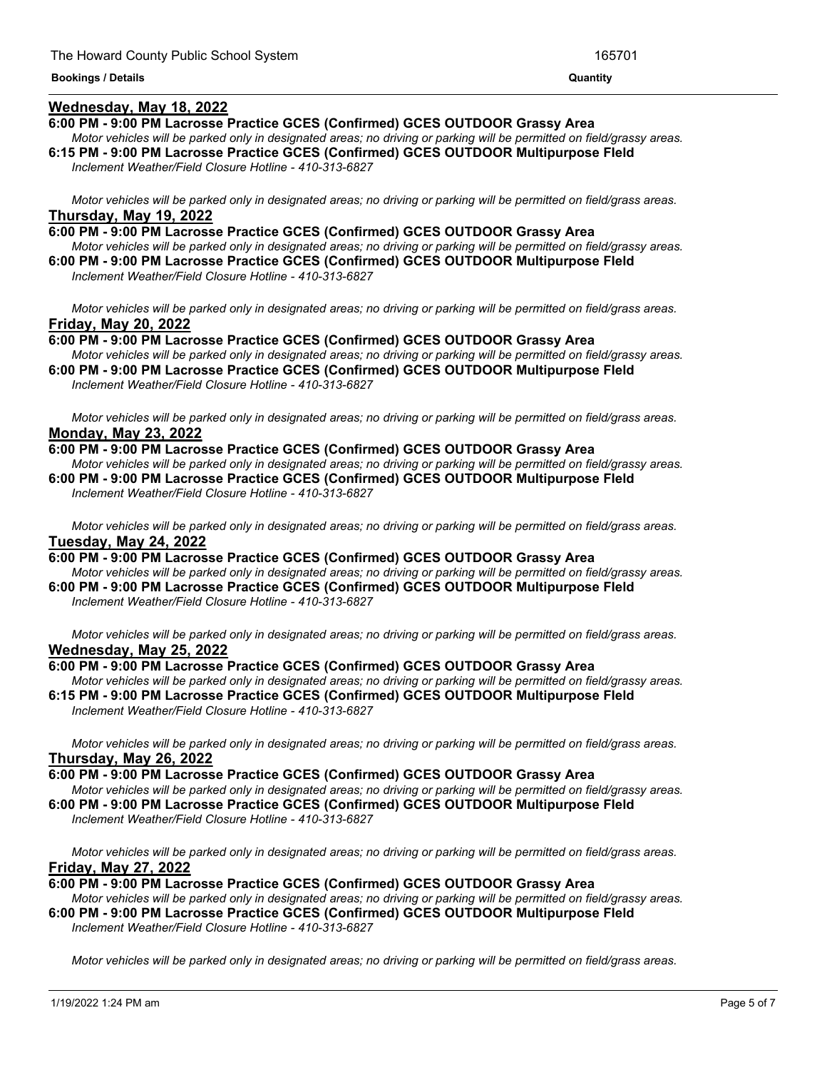**Bookings / Details** | **Quantity**

## Wednesday, May 18, 2022

**6:00 PM - 9:00 PM Lacrosse Practice GCES (Confirmed) GCES OUTDOOR Grassy Area**

*Motor vehicles will be parked only in designated areas; no driving or parking will be permitted on field/grassy areas.*

**6:15 PM - 9:00 PM Lacrosse Practice GCES (Confirmed) GCES OUTDOOR Multipurpose FIeld**

*Inclement Weather/Field Closure Hotline - 410-313-6827*

*Motor vehicles will be parked only in designated areas; no driving or parking will be permitted on field/grass areas.*

## Thursday, May 19, 2022

**6:00 PM - 9:00 PM Lacrosse Practice GCES (Confirmed) GCES OUTDOOR Grassy Area**

*Motor vehicles will be parked only in designated areas; no driving or parking will be permitted on field/grassy areas.*

**6:00 PM - 9:00 PM Lacrosse Practice GCES (Confirmed) GCES OUTDOOR Multipurpose FIeld**

*Inclement Weather/Field Closure Hotline - 410-313-6827*

*Motor vehicles will be parked only in designated areas; no driving or parking will be permitted on field/grass areas.*

## Friday, May 20, 2022

**6:00 PM - 9:00 PM Lacrosse Practice GCES (Confirmed) GCES OUTDOOR Grassy Area**

*Motor vehicles will be parked only in designated areas; no driving or parking will be permitted on field/grassy areas.*

**6:00 PM - 9:00 PM Lacrosse Practice GCES (Confirmed) GCES OUTDOOR Multipurpose FIeld**

*Inclement Weather/Field Closure Hotline - 410-313-6827*

*Motor vehicles will be parked only in designated areas; no driving or parking will be permitted on field/grass areas.*

## Monday, May 23, 2022

**6:00 PM - 9:00 PM Lacrosse Practice GCES (Confirmed) GCES OUTDOOR Grassy Area**

*Motor vehicles will be parked only in designated areas; no driving or parking will be permitted on field/grassy areas.*

**6:00 PM - 9:00 PM Lacrosse Practice GCES (Confirmed) GCES OUTDOOR Multipurpose FIeld**

*Inclement Weather/Field Closure Hotline - 410-313-6827*

*Motor vehicles will be parked only in designated areas; no driving or parking will be permitted on field/grass areas.*

## Tuesday, May 24, 2022

**6:00 PM - 9:00 PM Lacrosse Practice GCES (Confirmed) GCES OUTDOOR Grassy Area**

*Motor vehicles will be parked only in designated areas; no driving or parking will be permitted on field/grassy areas.*

**6:00 PM - 9:00 PM Lacrosse Practice GCES (Confirmed) GCES OUTDOOR Multipurpose FIeld**

*Inclement Weather/Field Closure Hotline - 410-313-6827*

*Motor vehicles will be parked only in designated areas; no driving or parking will be permitted on field/grass areas.*

## Wednesday, May 25, 2022

**6:00 PM - 9:00 PM Lacrosse Practice GCES (Confirmed) GCES OUTDOOR Grassy Area**

*Motor vehicles will be parked only in designated areas; no driving or parking will be permitted on field/grassy areas.*

**6:15 PM - 9:00 PM Lacrosse Practice GCES (Confirmed) GCES OUTDOOR Multipurpose FIeld**

*Inclement Weather/Field Closure Hotline - 410-313-6827*

*Motor vehicles will be parked only in designated areas; no driving or parking will be permitted on field/grass areas.*

## Thursday, May 26, 2022

**6:00 PM - 9:00 PM Lacrosse Practice GCES (Confirmed) GCES OUTDOOR Grassy Area**

*Motor vehicles will be parked only in designated areas; no driving or parking will be permitted on field/grassy areas.*

**6:00 PM - 9:00 PM Lacrosse Practice GCES (Confirmed) GCES OUTDOOR Multipurpose FIeld**

*Inclement Weather/Field Closure Hotline - 410-313-6827*

*Motor vehicles will be parked only in designated areas; no driving or parking will be permitted on field/grass areas.*

## Friday, May 27, 2022

**6:00 PM - 9:00 PM Lacrosse Practice GCES (Confirmed) GCES OUTDOOR Grassy Area**

*Motor vehicles will be parked only in designated areas; no driving or parking will be permitted on field/grassy areas.*

**6:00 PM - 9:00 PM Lacrosse Practice GCES (Confirmed) GCES OUTDOOR Multipurpose FIeld**

*Inclement Weather/Field Closure Hotline - 410-313-6827*

*Motor vehicles will be parked only in designated areas; no driving or parking will be permitted on field/grass areas.*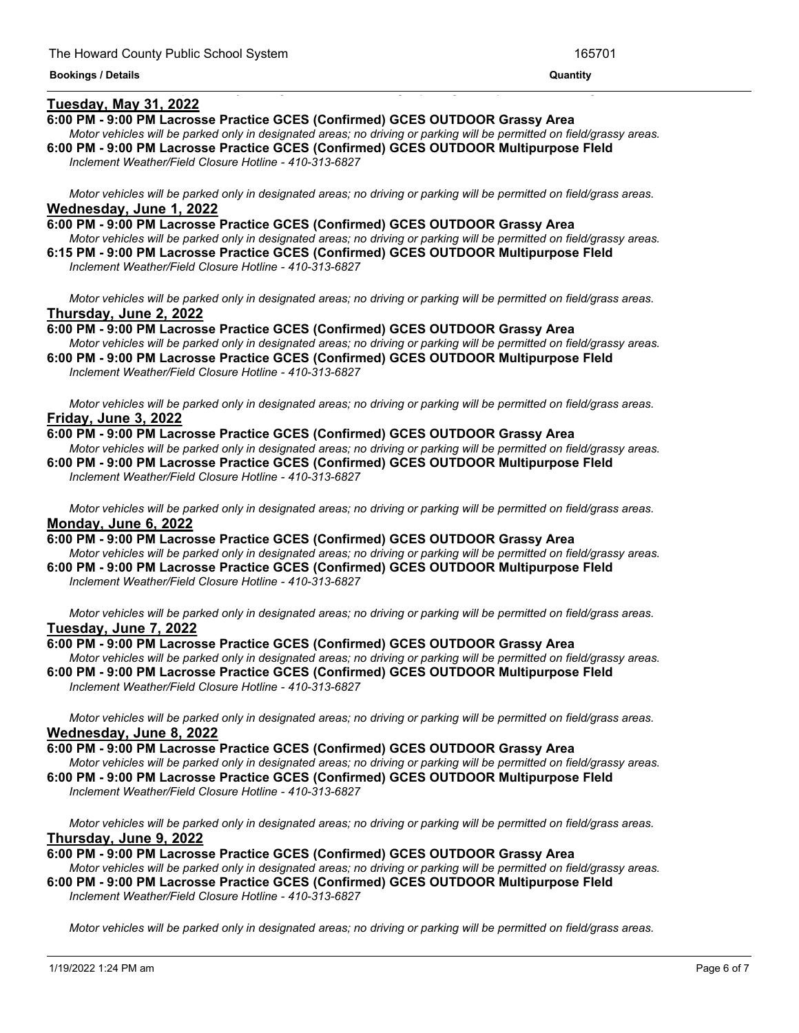**Bookings / Details** **Quantity**

## Tuesday, May 31, 2022

**6:00 PM - 9:00 PM Lacrosse Practice GCES (Confirmed) GCES OUTDOOR Grassy Area**

*Motor vehicles will be parked only in designated areas; no driving or parking will be permitted on field/grassy areas.*

**6:00 PM - 9:00 PM Lacrosse Practice GCES (Confirmed) GCES OUTDOOR Multipurpose FIeld**

*Inclement Weather/Field Closure Hotline - 410-313-6827*

*Motor vehicles will be parked only in designated areas; no driving or parking will be permitted on field/grass areas.*

## Wednesday, June 1, 2022

**6:00 PM - 9:00 PM Lacrosse Practice GCES (Confirmed) GCES OUTDOOR Grassy Area**

*Motor vehicles will be parked only in designated areas; no driving or parking will be permitted on field/grassy areas.*

**6:15 PM - 9:00 PM Lacrosse Practice GCES (Confirmed) GCES OUTDOOR Multipurpose FIeld**

*Inclement Weather/Field Closure Hotline - 410-313-6827*

*Motor vehicles will be parked only in designated areas; no driving or parking will be permitted on field/grass areas.*

## Thursday, June 2, 2022

**6:00 PM - 9:00 PM Lacrosse Practice GCES (Confirmed) GCES OUTDOOR Grassy Area**

*Motor vehicles will be parked only in designated areas; no driving or parking will be permitted on field/grassy areas.*

**6:00 PM - 9:00 PM Lacrosse Practice GCES (Confirmed) GCES OUTDOOR Multipurpose FIeld**

*Inclement Weather/Field Closure Hotline - 410-313-6827*

*Motor vehicles will be parked only in designated areas; no driving or parking will be permitted on field/grass areas.*

## Friday, June 3, 2022

**6:00 PM - 9:00 PM Lacrosse Practice GCES (Confirmed) GCES OUTDOOR Grassy Area**

*Motor vehicles will be parked only in designated areas; no driving or parking will be permitted on field/grassy areas.*

**6:00 PM - 9:00 PM Lacrosse Practice GCES (Confirmed) GCES OUTDOOR Multipurpose FIeld**

*Inclement Weather/Field Closure Hotline - 410-313-6827*

*Motor vehicles will be parked only in designated areas; no driving or parking will be permitted on field/grass areas.*

## Monday, June 6, 2022

**6:00 PM - 9:00 PM Lacrosse Practice GCES (Confirmed) GCES OUTDOOR Grassy Area**

*Motor vehicles will be parked only in designated areas; no driving or parking will be permitted on field/grassy areas.*

**6:00 PM - 9:00 PM Lacrosse Practice GCES (Confirmed) GCES OUTDOOR Multipurpose FIeld**

*Inclement Weather/Field Closure Hotline - 410-313-6827*

*Motor vehicles will be parked only in designated areas; no driving or parking will be permitted on field/grass areas.*

## Tuesday, June 7, 2022

**6:00 PM - 9:00 PM Lacrosse Practice GCES (Confirmed) GCES OUTDOOR Grassy Area**

*Motor vehicles will be parked only in designated areas; no driving or parking will be permitted on field/grassy areas.*

**6:00 PM - 9:00 PM Lacrosse Practice GCES (Confirmed) GCES OUTDOOR Multipurpose FIeld**

*Inclement Weather/Field Closure Hotline - 410-313-6827*

*Motor vehicles will be parked only in designated areas; no driving or parking will be permitted on field/grass areas.*

## Wednesday, June 8, 2022

**6:00 PM - 9:00 PM Lacrosse Practice GCES (Confirmed) GCES OUTDOOR Grassy Area**

*Motor vehicles will be parked only in designated areas; no driving or parking will be permitted on field/grassy areas.*

**6:00 PM - 9:00 PM Lacrosse Practice GCES (Confirmed) GCES OUTDOOR Multipurpose FIeld**

*Inclement Weather/Field Closure Hotline - 410-313-6827*

*Motor vehicles will be parked only in designated areas; no driving or parking will be permitted on field/grass areas.*

## Thursday, June 9, 2022

**6:00 PM - 9:00 PM Lacrosse Practice GCES (Confirmed) GCES OUTDOOR Grassy Area**

*Motor vehicles will be parked only in designated areas; no driving or parking will be permitted on field/grassy areas.*

**6:00 PM - 9:00 PM Lacrosse Practice GCES (Confirmed) GCES OUTDOOR Multipurpose FIeld**

*Inclement Weather/Field Closure Hotline - 410-313-6827*

*Motor vehicles will be parked only in designated areas; no driving or parking will be permitted on field/grass areas.*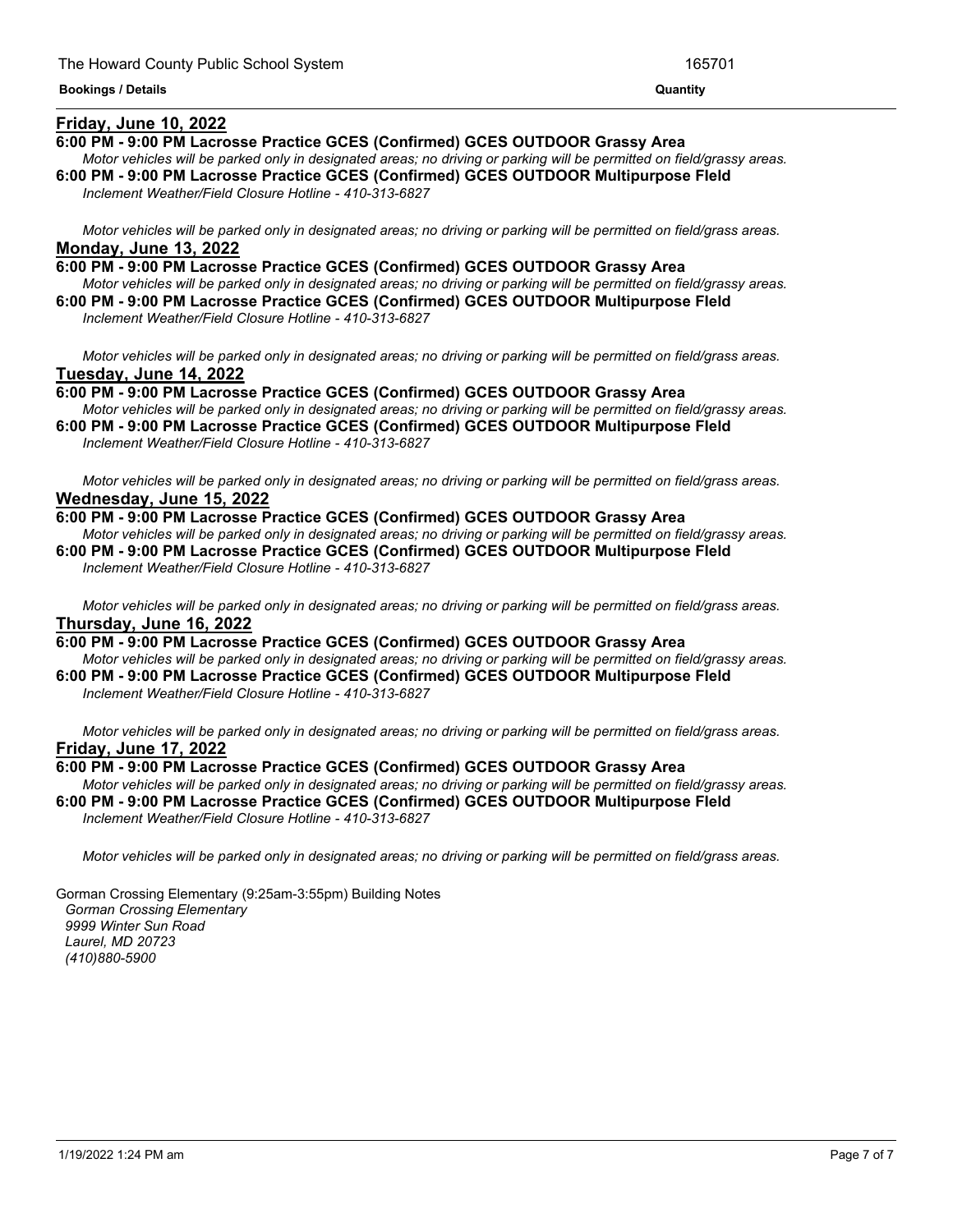**Bookings / Details** | **Quantity**

**Friday, June 10, 2022**

**6:00 PM - 9:00 PM Lacrosse Practice GCES (Confirmed) GCES OUTDOOR Grassy Area**
*Motor vehicles will be parked only in designated areas; no driving or parking will be permitted on field/grassy areas.*

**6:00 PM - 9:00 PM Lacrosse Practice GCES (Confirmed) GCES OUTDOOR Multipurpose FIeld**
*Inclement Weather/Field Closure Hotline - 410-313-6827*

*Motor vehicles will be parked only in designated areas; no driving or parking will be permitted on field/grass areas.*

**Monday, June 13, 2022**

**6:00 PM - 9:00 PM Lacrosse Practice GCES (Confirmed) GCES OUTDOOR Grassy Area**
*Motor vehicles will be parked only in designated areas; no driving or parking will be permitted on field/grassy areas.*

**6:00 PM - 9:00 PM Lacrosse Practice GCES (Confirmed) GCES OUTDOOR Multipurpose FIeld**
*Inclement Weather/Field Closure Hotline - 410-313-6827*

*Motor vehicles will be parked only in designated areas; no driving or parking will be permitted on field/grass areas.*

**Tuesday, June 14, 2022**

**6:00 PM - 9:00 PM Lacrosse Practice GCES (Confirmed) GCES OUTDOOR Grassy Area**
*Motor vehicles will be parked only in designated areas; no driving or parking will be permitted on field/grassy areas.*

**6:00 PM - 9:00 PM Lacrosse Practice GCES (Confirmed) GCES OUTDOOR Multipurpose FIeld**
*Inclement Weather/Field Closure Hotline - 410-313-6827*

*Motor vehicles will be parked only in designated areas; no driving or parking will be permitted on field/grass areas.*

**Wednesday, June 15, 2022**

**6:00 PM - 9:00 PM Lacrosse Practice GCES (Confirmed) GCES OUTDOOR Grassy Area**
*Motor vehicles will be parked only in designated areas; no driving or parking will be permitted on field/grassy areas.*

**6:00 PM - 9:00 PM Lacrosse Practice GCES (Confirmed) GCES OUTDOOR Multipurpose FIeld**
*Inclement Weather/Field Closure Hotline - 410-313-6827*

*Motor vehicles will be parked only in designated areas; no driving or parking will be permitted on field/grass areas.*

**Thursday, June 16, 2022**

**6:00 PM - 9:00 PM Lacrosse Practice GCES (Confirmed) GCES OUTDOOR Grassy Area**
*Motor vehicles will be parked only in designated areas; no driving or parking will be permitted on field/grassy areas.*

**6:00 PM - 9:00 PM Lacrosse Practice GCES (Confirmed) GCES OUTDOOR Multipurpose FIeld**
*Inclement Weather/Field Closure Hotline - 410-313-6827*

*Motor vehicles will be parked only in designated areas; no driving or parking will be permitted on field/grass areas.*

**Friday, June 17, 2022**

**6:00 PM - 9:00 PM Lacrosse Practice GCES (Confirmed) GCES OUTDOOR Grassy Area**
*Motor vehicles will be parked only in designated areas; no driving or parking will be permitted on field/grassy areas.*

**6:00 PM - 9:00 PM Lacrosse Practice GCES (Confirmed) GCES OUTDOOR Multipurpose FIeld**
*Inclement Weather/Field Closure Hotline - 410-313-6827*

*Motor vehicles will be parked only in designated areas; no driving or parking will be permitted on field/grass areas.*

Gorman Crossing Elementary (9:25am-3:55pm) Building Notes
*Gorman Crossing Elementary*
*9999 Winter Sun Road*
*Laurel, MD 20723*
*(410)880-5900*